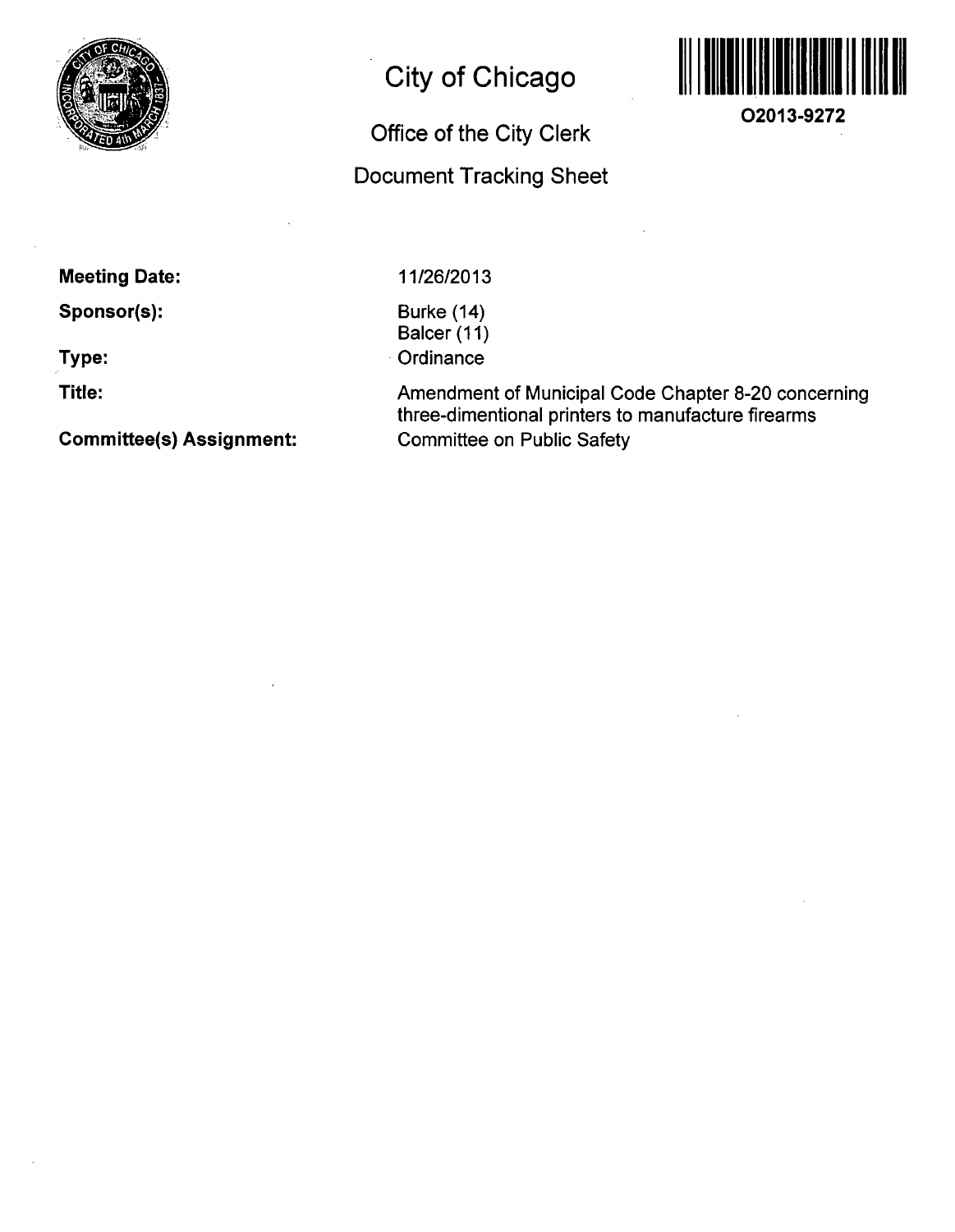# City of Chicago

## Office of the City Clerk

## Document Tracking Sheet

O2013-9272

**Meeting Date:** 11/26/2013

**Sponsor(s):** Burke (14)
Balcer (11)

**Type:** Ordinance

**Title:** Amendment of Municipal Code Chapter 8-20 concerning three-dimentional printers to manufacture firearms

**Committee(s) Assignment:** Committee on Public Safety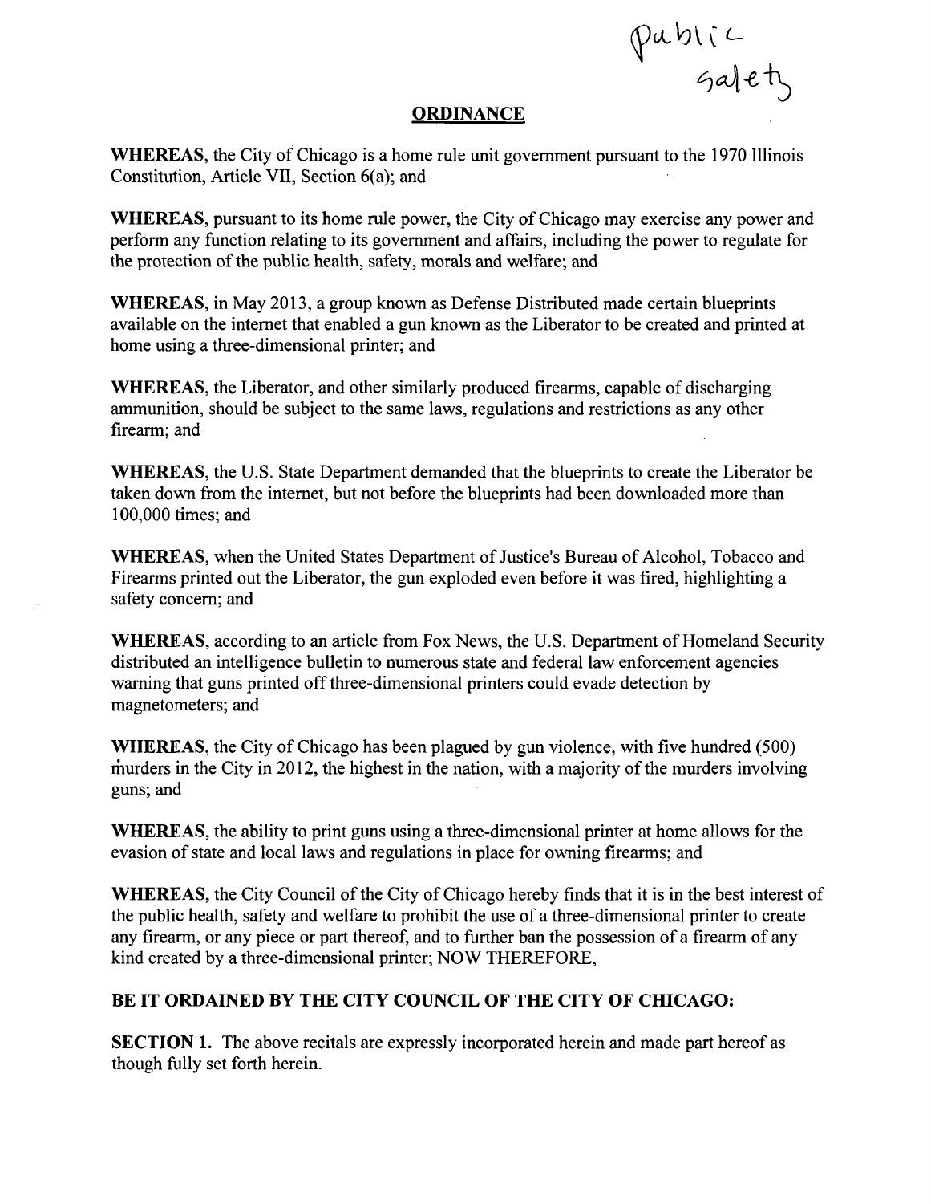Public safety

## ORDINANCE

**WHEREAS**, the City of Chicago is a home rule unit government pursuant to the 1970 Illinois Constitution, Article VII, Section 6(a); and

**WHEREAS**, pursuant to its home rule power, the City of Chicago may exercise any power and perform any function relating to its government and affairs, including the power to regulate for the protection of the public health, safety, morals and welfare; and

**WHEREAS**, in May 2013, a group known as Defense Distributed made certain blueprints available on the internet that enabled a gun known as the Liberator to be created and printed at home using a three-dimensional printer; and

**WHEREAS**, the Liberator, and other similarly produced firearms, capable of discharging ammunition, should be subject to the same laws, regulations and restrictions as any other firearm; and

**WHEREAS**, the U.S. State Department demanded that the blueprints to create the Liberator be taken down from the internet, but not before the blueprints had been downloaded more than 100,000 times; and

**WHEREAS**, when the United States Department of Justice's Bureau of Alcohol, Tobacco and Firearms printed out the Liberator, the gun exploded even before it was fired, highlighting a safety concern; and

**WHEREAS**, according to an article from Fox News, the U.S. Department of Homeland Security distributed an intelligence bulletin to numerous state and federal law enforcement agencies warning that guns printed off three-dimensional printers could evade detection by magnetometers; and

**WHEREAS**, the City of Chicago has been plagued by gun violence, with five hundred (500) murders in the City in 2012, the highest in the nation, with a majority of the murders involving guns; and

**WHEREAS**, the ability to print guns using a three-dimensional printer at home allows for the evasion of state and local laws and regulations in place for owning firearms; and

**WHEREAS**, the City Council of the City of Chicago hereby finds that it is in the best interest of the public health, safety and welfare to prohibit the use of a three-dimensional printer to create any firearm, or any piece or part thereof, and to further ban the possession of a firearm of any kind created by a three-dimensional printer; NOW THEREFORE,

**BE IT ORDAINED BY THE CITY COUNCIL OF THE CITY OF CHICAGO:**

**SECTION 1.** The above recitals are expressly incorporated herein and made part hereof as though fully set forth herein.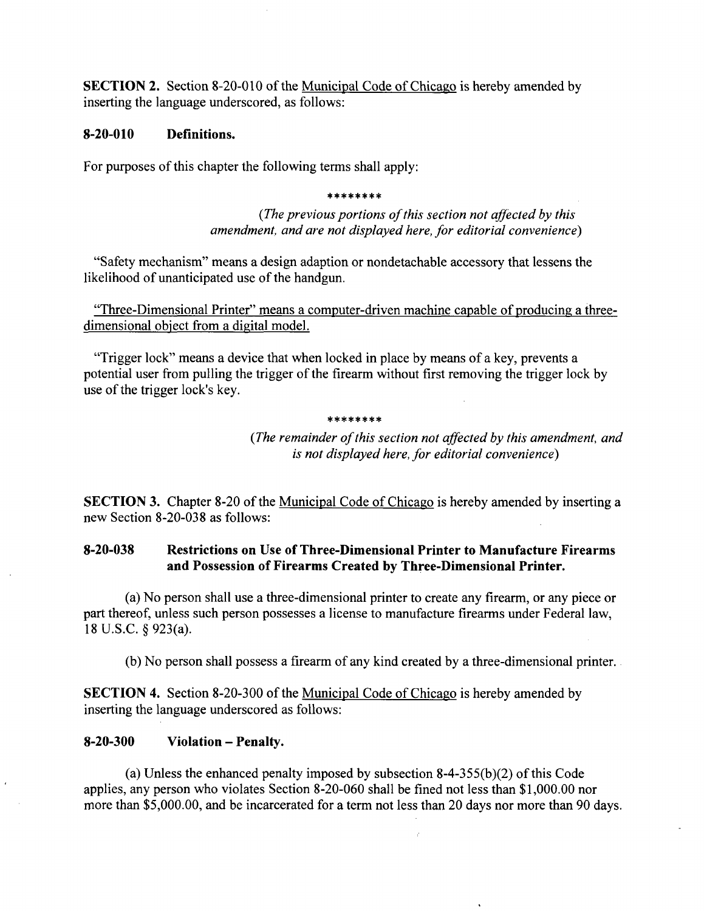**SECTION 2.** Section 8-20-010 of the Municipal Code of Chicago is hereby amended by inserting the language underscored, as follows:

**8-20-010 Definitions.**

For purposes of this chapter the following terms shall apply:

\*\*\*\*\*\*\*\*

*(The previous portions of this section not affected by this amendment, and are not displayed here, for editorial convenience)*

"Safety mechanism" means a design adaption or nondetachable accessory that lessens the likelihood of unanticipated use of the handgun.

<u>"Three-Dimensional Printer" means a computer-driven machine capable of producing a three-dimensional object from a digital model.</u>

"Trigger lock" means a device that when locked in place by means of a key, prevents a potential user from pulling the trigger of the firearm without first removing the trigger lock by use of the trigger lock's key.

\*\*\*\*\*\*\*\*

*(The remainder of this section not affected by this amendment, and is not displayed here, for editorial convenience)*

**SECTION 3.** Chapter 8-20 of the Municipal Code of Chicago is hereby amended by inserting a new Section 8-20-038 as follows:

**8-20-038 Restrictions on Use of Three-Dimensional Printer to Manufacture Firearms and Possession of Firearms Created by Three-Dimensional Printer.**

(a) No person shall use a three-dimensional printer to create any firearm, or any piece or part thereof, unless such person possesses a license to manufacture firearms under Federal law, 18 U.S.C. § 923(a).

(b) No person shall possess a firearm of any kind created by a three-dimensional printer.

**SECTION 4.** Section 8-20-300 of the Municipal Code of Chicago is hereby amended by inserting the language underscored as follows:

**8-20-300 Violation – Penalty.**

(a) Unless the enhanced penalty imposed by subsection 8-4-355(b)(2) of this Code applies, any person who violates Section 8-20-060 shall be fined not less than $1,000.00 nor more than $5,000.00, and be incarcerated for a term not less than 20 days nor more than 90 days.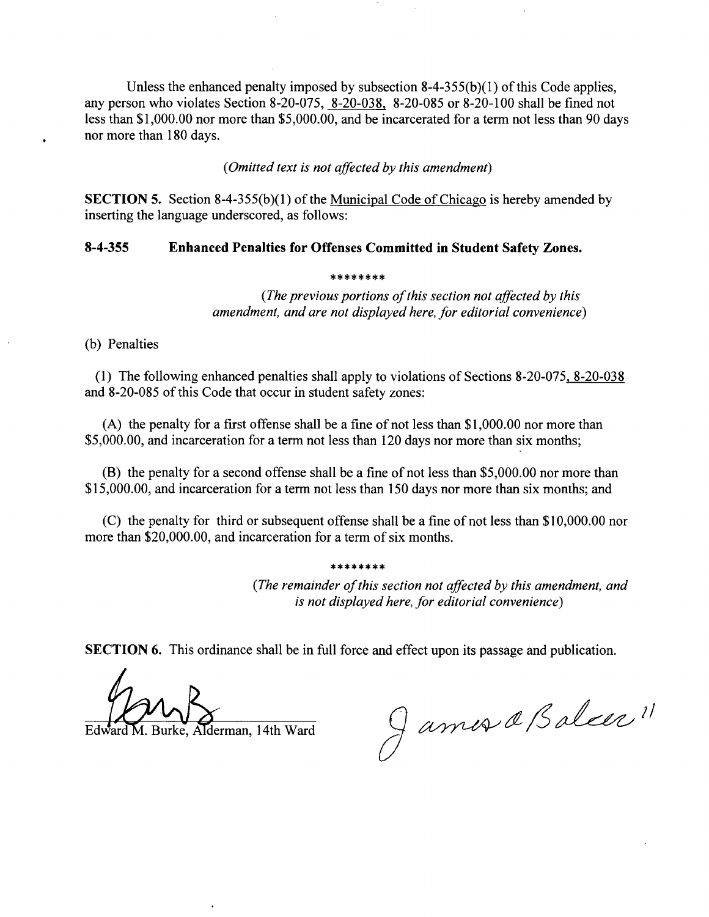Unless the enhanced penalty imposed by subsection 8-4-355(b)(1) of this Code applies, any person who violates Section 8-20-075, 8-20-038, 8-20-085 or 8-20-100 shall be fined not less than $1,000.00 nor more than $5,000.00, and be incarcerated for a term not less than 90 days nor more than 180 days.

*(Omitted text is not affected by this amendment)*

**SECTION 5.** Section 8-4-355(b)(1) of the Municipal Code of Chicago is hereby amended by inserting the language underscored, as follows:

**8-4-355 Enhanced Penalties for Offenses Committed in Student Safety Zones.**

********

*(The previous portions of this section not affected by this amendment, and are not displayed here, for editorial convenience)*

(b) Penalties

(1) The following enhanced penalties shall apply to violations of Sections 8-20-075, 8-20-038 and 8-20-085 of this Code that occur in student safety zones:

(A) the penalty for a first offense shall be a fine of not less than $1,000.00 nor more than $5,000.00, and incarceration for a term not less than 120 days nor more than six months;

(B) the penalty for a second offense shall be a fine of not less than $5,000.00 nor more than $15,000.00, and incarceration for a term not less than 150 days nor more than six months; and

(C) the penalty for third or subsequent offense shall be a fine of not less than $10,000.00 nor more than $20,000.00, and incarceration for a term of six months.

********

*(The remainder of this section not affected by this amendment, and is not displayed here, for editorial convenience)*

**SECTION 6.** This ordinance shall be in full force and effect upon its passage and publication.

Edward M. Burke, Alderman, 14th Ward

James A Balcer 11